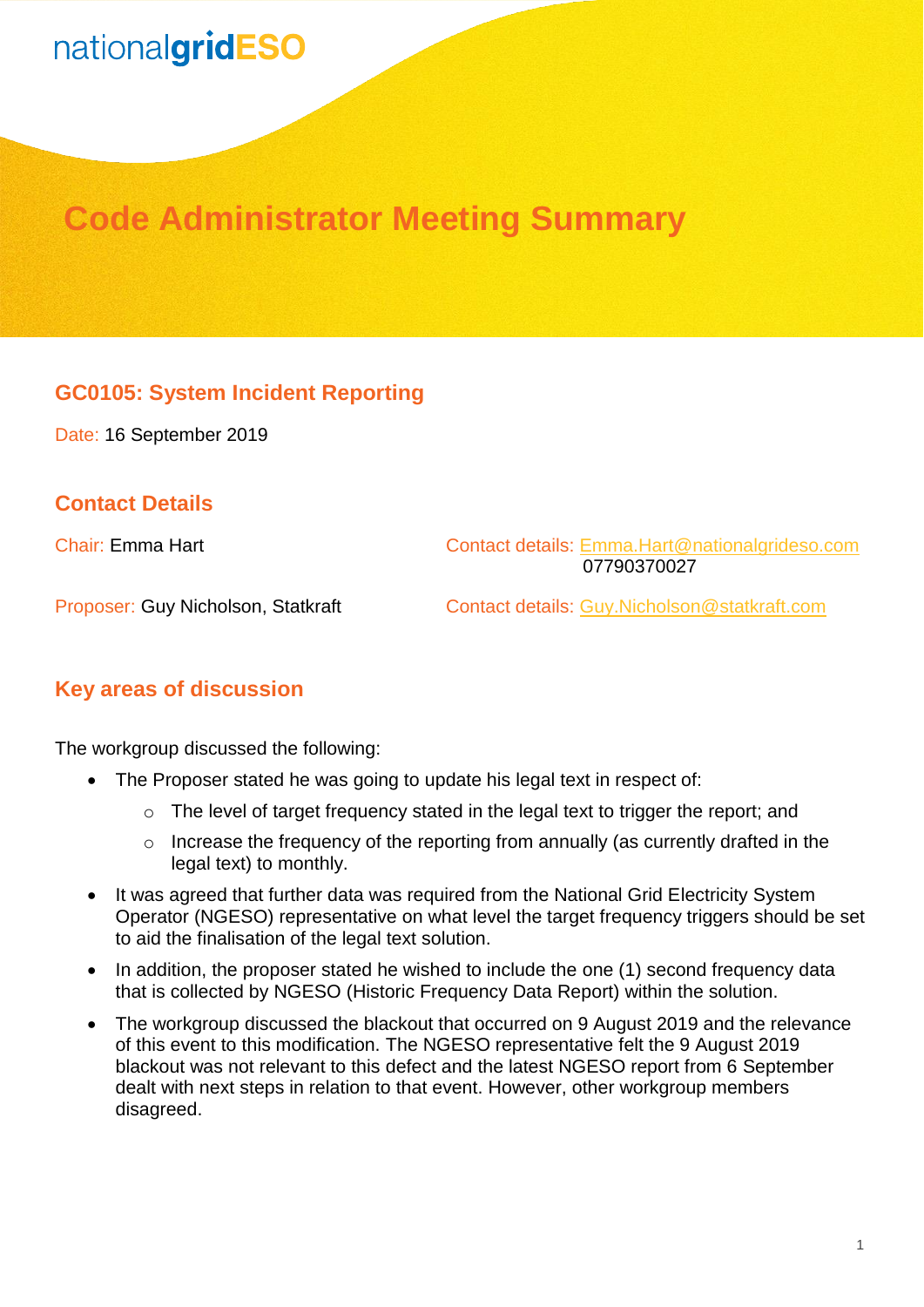nationalgridESO

# Code Administrator Meeting Summary

## GC0105: System Incident Reporting

Date: 16 September 2019

## Contact Details

Chair: Emma Hart

Contact details: Emma.Hart@nationalgrideso.com 07790370027

Proposer: Guy Nicholson, Statkraft

Contact details: Guy.Nicholson@statkraft.com

## Key areas of discussion

The workgroup discussed the following:

- The Proposer stated he was going to update his legal text in respect of:
  - The level of target frequency stated in the legal text to trigger the report; and
  - Increase the frequency of the reporting from annually (as currently drafted in the legal text) to monthly.
- It was agreed that further data was required from the National Grid Electricity System Operator (NGESO) representative on what level the target frequency triggers should be set to aid the finalisation of the legal text solution.
- In addition, the proposer stated he wished to include the one (1) second frequency data that is collected by NGESO (Historic Frequency Data Report) within the solution.
- The workgroup discussed the blackout that occurred on 9 August 2019 and the relevance of this event to this modification. The NGESO representative felt the 9 August 2019 blackout was not relevant to this defect and the latest NGESO report from 6 September dealt with next steps in relation to that event. However, other workgroup members disagreed.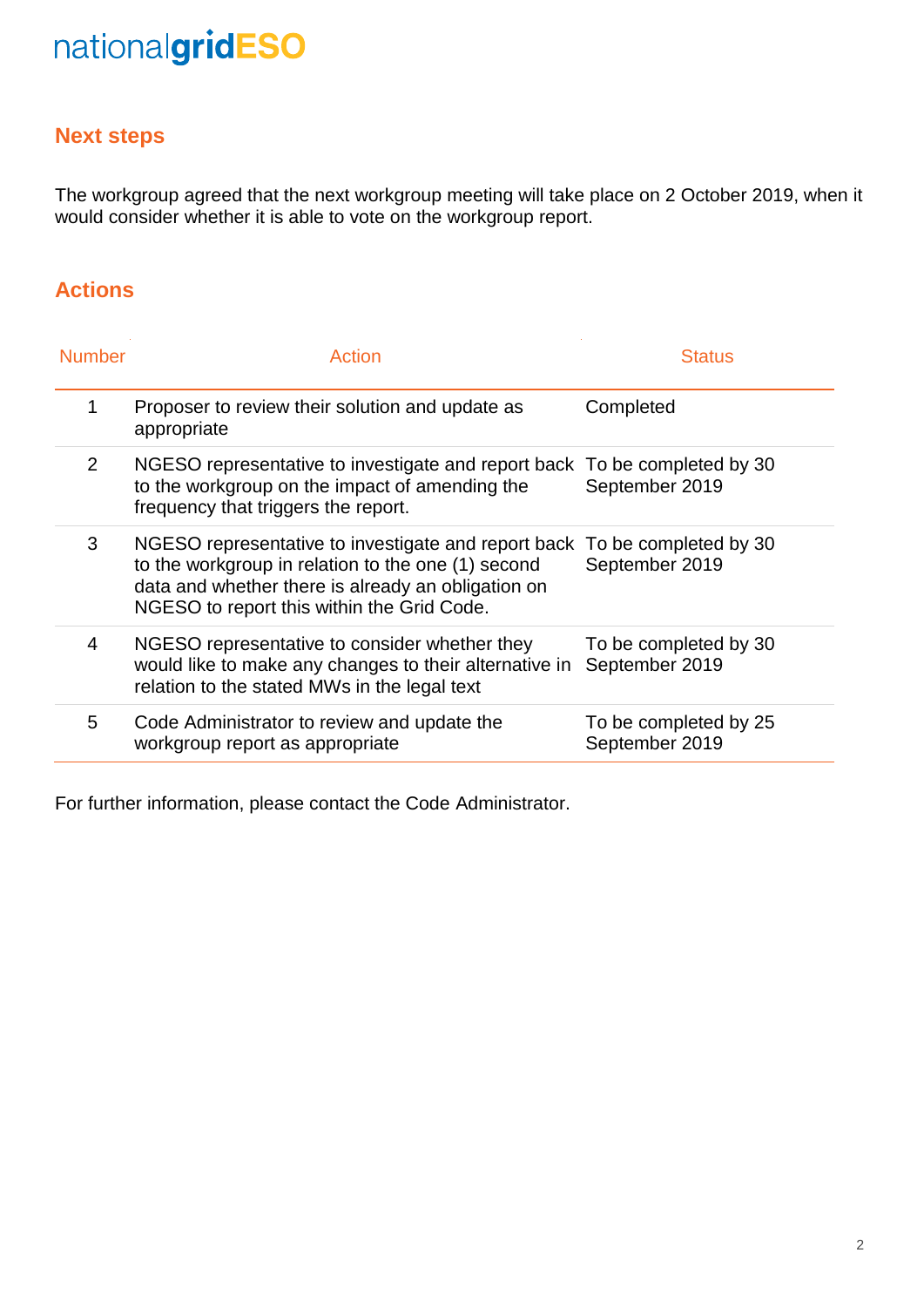## Next steps

The workgroup agreed that the next workgroup meeting will take place on 2 October 2019, when it would consider whether it is able to vote on the workgroup report.

## Actions

| Number | Action | Status |
|---|---|---|
| 1 | Proposer to review their solution and update as appropriate | Completed |
| 2 | NGESO representative to investigate and report back to the workgroup on the impact of amending the frequency that triggers the report. | To be completed by 30 September 2019 |
| 3 | NGESO representative to investigate and report back to the workgroup in relation to the one (1) second data and whether there is already an obligation on NGESO to report this within the Grid Code. | To be completed by 30 September 2019 |
| 4 | NGESO representative to consider whether they would like to make any changes to their alternative in relation to the stated MWs in the legal text | To be completed by 30 September 2019 |
| 5 | Code Administrator to review and update the workgroup report as appropriate | To be completed by 25 September 2019 |

For further information, please contact the Code Administrator.